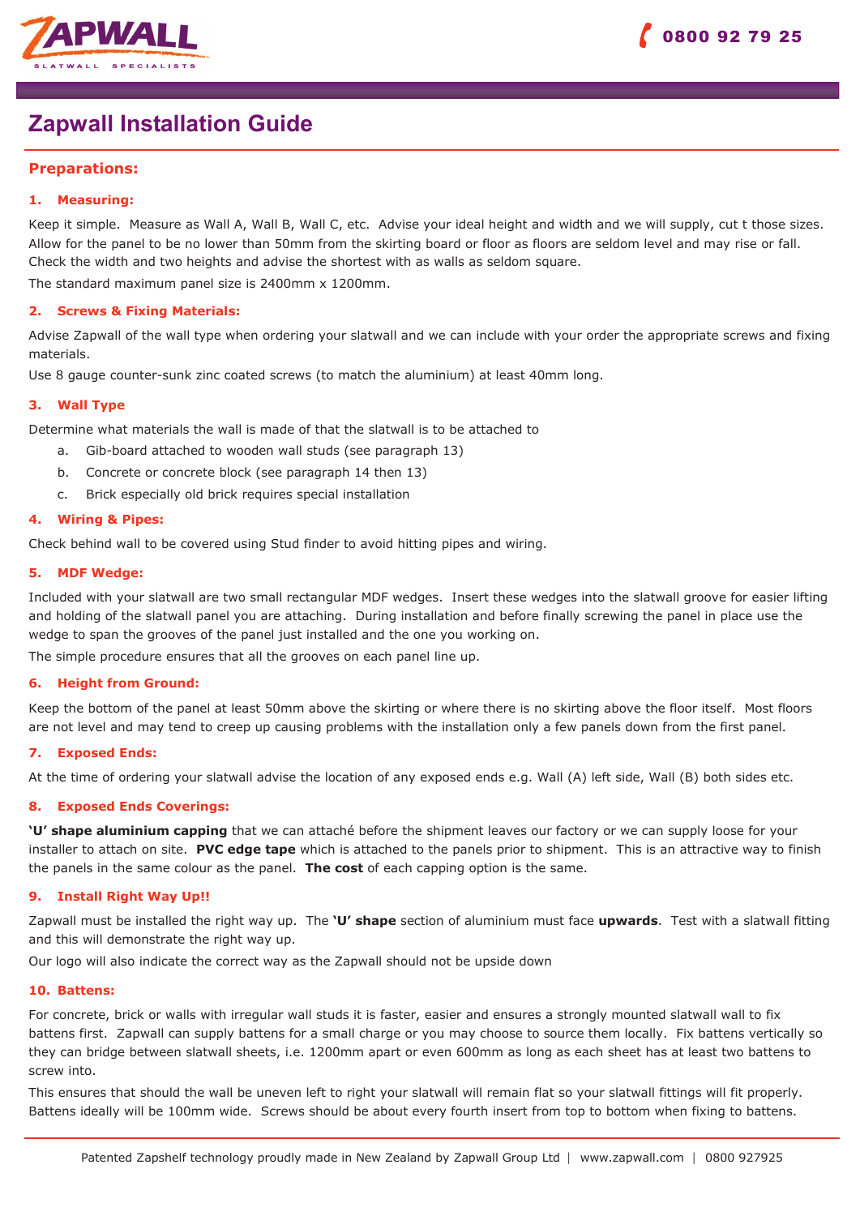# Zapwall Installation Guide

## Preparations:

### 1. Measuring:

Keep it simple. Measure as Wall A, Wall B, Wall C, etc. Advise your ideal height and width and we will supply, cut t those sizes. Allow for the panel to be no lower than 50mm from the skirting board or floor as floors are seldom level and may rise or fall. Check the width and two heights and advise the shortest with as walls as seldom square.

The standard maximum panel size is 2400mm x 1200mm.

### 2. Screws & Fixing Materials:

Advise Zapwall of the wall type when ordering your slatwall and we can include with your order the appropriate screws and fixing materials.

Use 8 gauge counter-sunk zinc coated screws (to match the aluminium) at least 40mm long.

### 3. Wall Type

Determine what materials the wall is made of that the slatwall is to be attached to

a. Gib-board attached to wooden wall studs (see paragraph 13)
b. Concrete or concrete block (see paragraph 14 then 13)
c. Brick especially old brick requires special installation

### 4. Wiring & Pipes:

Check behind wall to be covered using Stud finder to avoid hitting pipes and wiring.

### 5. MDF Wedge:

Included with your slatwall are two small rectangular MDF wedges. Insert these wedges into the slatwall groove for easier lifting and holding of the slatwall panel you are attaching. During installation and before finally screwing the panel in place use the wedge to span the grooves of the panel just installed and the one you working on.

The simple procedure ensures that all the grooves on each panel line up.

### 6. Height from Ground:

Keep the bottom of the panel at least 50mm above the skirting or where there is no skirting above the floor itself. Most floors are not level and may tend to creep up causing problems with the installation only a few panels down from the first panel.

### 7. Exposed Ends:

At the time of ordering your slatwall advise the location of any exposed ends e.g. Wall (A) left side, Wall (B) both sides etc.

### 8. Exposed Ends Coverings:

**'U' shape aluminium capping** that we can attaché before the shipment leaves our factory or we can supply loose for your installer to attach on site. **PVC edge tape** which is attached to the panels prior to shipment. This is an attractive way to finish the panels in the same colour as the panel. **The cost** of each capping option is the same.

### 9. Install Right Way Up!!

Zapwall must be installed the right way up. The **'U' shape** section of aluminium must face **upwards**. Test with a slatwall fitting and this will demonstrate the right way up.

Our logo will also indicate the correct way as the Zapwall should not be upside down

### 10. Battens:

For concrete, brick or walls with irregular wall studs it is faster, easier and ensures a strongly mounted slatwall wall to fix battens first. Zapwall can supply battens for a small charge or you may choose to source them locally. Fix battens vertically so they can bridge between slatwall sheets, i.e. 1200mm apart or even 600mm as long as each sheet has at least two battens to screw into.

This ensures that should the wall be uneven left to right your slatwall will remain flat so your slatwall fittings will fit properly. Battens ideally will be 100mm wide. Screws should be about every fourth insert from top to bottom when fixing to battens.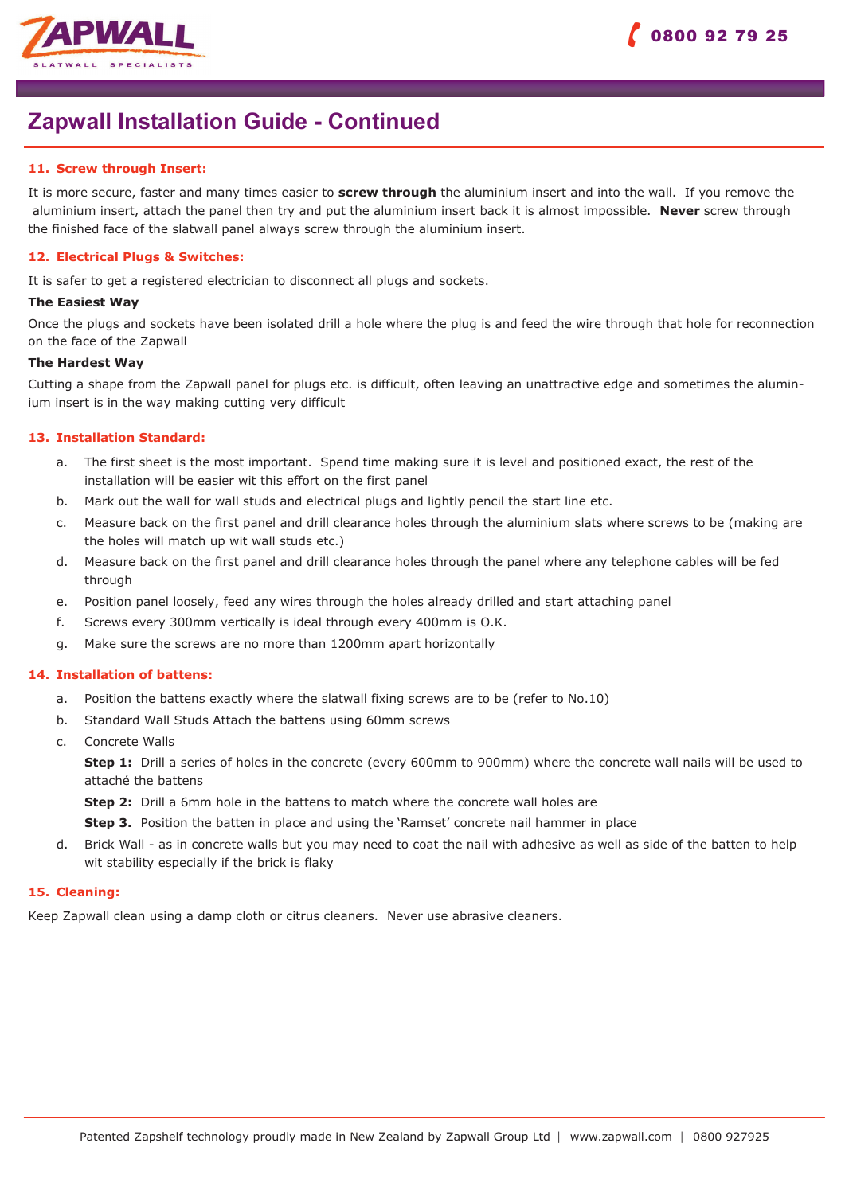# Zapwall Installation Guide - Continued

### 11. Screw through Insert:

It is more secure, faster and many times easier to **screw through** the aluminium insert and into the wall. If you remove the aluminium insert, attach the panel then try and put the aluminium insert back it is almost impossible. **Never** screw through the finished face of the slatwall panel always screw through the aluminium insert.

### 12. Electrical Plugs & Switches:

It is safer to get a registered electrician to disconnect all plugs and sockets.

**The Easiest Way**

Once the plugs and sockets have been isolated drill a hole where the plug is and feed the wire through that hole for reconnection on the face of the Zapwall

**The Hardest Way**

Cutting a shape from the Zapwall panel for plugs etc. is difficult, often leaving an unattractive edge and sometimes the aluminium insert is in the way making cutting very difficult

### 13. Installation Standard:

a. The first sheet is the most important. Spend time making sure it is level and positioned exact, the rest of the installation will be easier wit this effort on the first panel
b. Mark out the wall for wall studs and electrical plugs and lightly pencil the start line etc.
c. Measure back on the first panel and drill clearance holes through the aluminium slats where screws to be (making are the holes will match up wit wall studs etc.)
d. Measure back on the first panel and drill clearance holes through the panel where any telephone cables will be fed through
e. Position panel loosely, feed any wires through the holes already drilled and start attaching panel
f. Screws every 300mm vertically is ideal through every 400mm is O.K.
g. Make sure the screws are no more than 1200mm apart horizontally

### 14. Installation of battens:

a. Position the battens exactly where the slatwall fixing screws are to be (refer to No.10)
b. Standard Wall Studs Attach the battens using 60mm screws
c. Concrete Walls

   **Step 1:** Drill a series of holes in the concrete (every 600mm to 900mm) where the concrete wall nails will be used to attaché the battens

   **Step 2:** Drill a 6mm hole in the battens to match where the concrete wall holes are

   **Step 3.** Position the batten in place and using the 'Ramset' concrete nail hammer in place
d. Brick Wall - as in concrete walls but you may need to coat the nail with adhesive as well as side of the batten to help wit stability especially if the brick is flaky

### 15. Cleaning:

Keep Zapwall clean using a damp cloth or citrus cleaners. Never use abrasive cleaners.